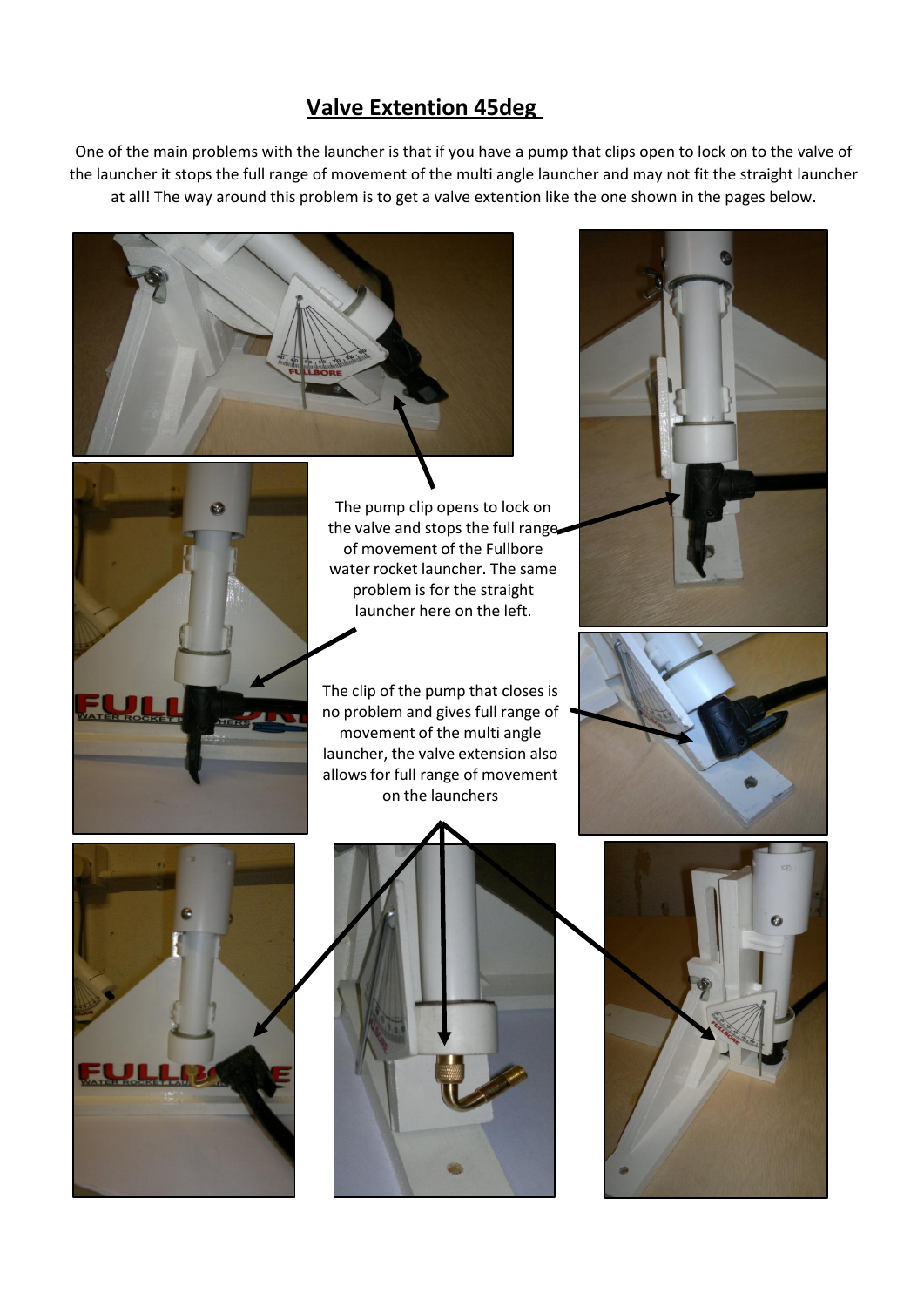# Valve Extention 45deg

One of the main problems with the launcher is that if you have a pump that clips open to lock on to the valve of the launcher it stops the full range of movement of the multi angle launcher and may not fit the straight launcher at all! The way around this problem is to get a valve extention like the one shown in the pages below.

The pump clip opens to lock on the valve and stops the full range of movement of the Fullbore water rocket launcher. The same problem is for the straight launcher here on the left.

The clip of the pump that closes is no problem and gives full range of movement of the multi angle launcher, the valve extension also allows for full range of movement on the launchers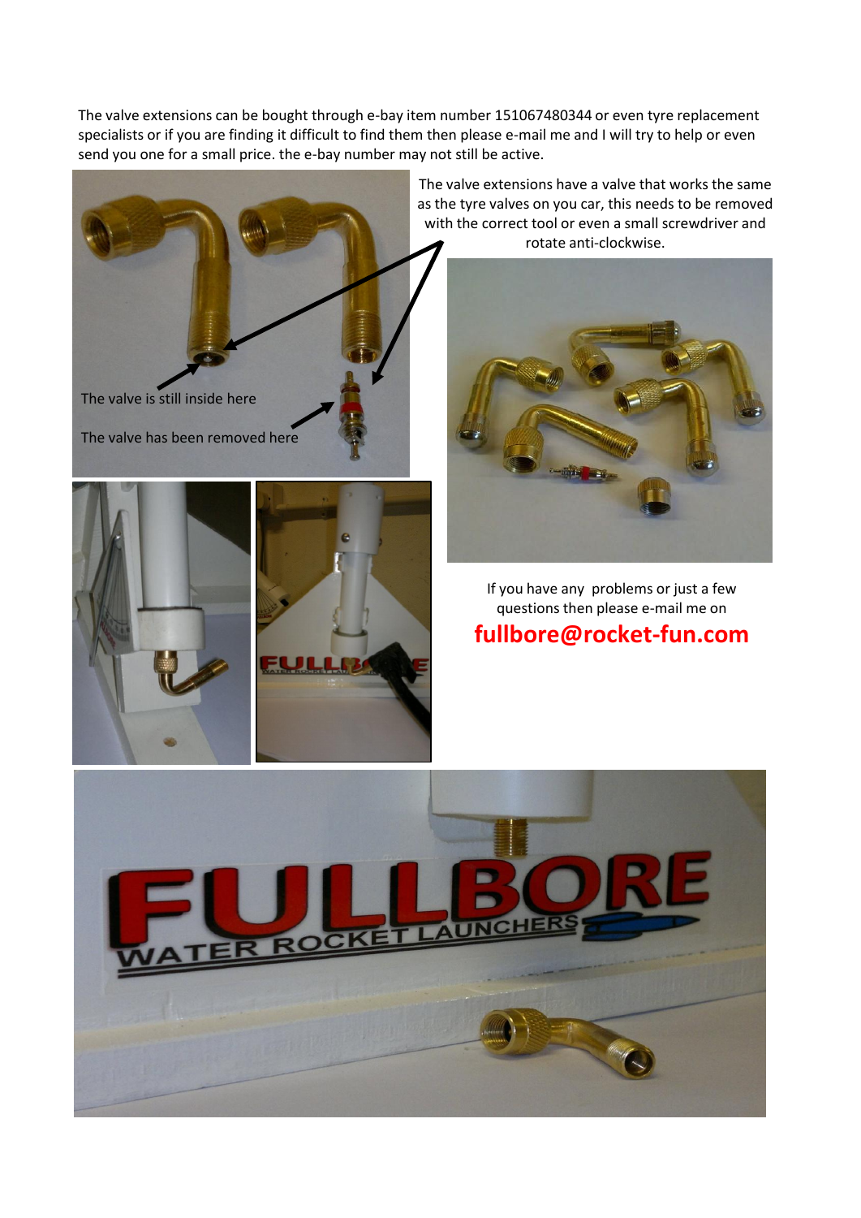The valve extensions can be bought through e-bay item number 151067480344 or even tyre replacement specialists or if you are finding it difficult to find them then please e-mail me and I will try to help or even send you one for a small price. the e-bay number may not still be active.

The valve extensions have a valve that works the same as the tyre valves on you car, this needs to be removed with the correct tool or even a small screwdriver and rotate anti-clockwise.

The valve is still inside here

The valve has been removed here

If you have any problems or just a few questions then please e-mail me on

**fullbore@rocket-fun.com**